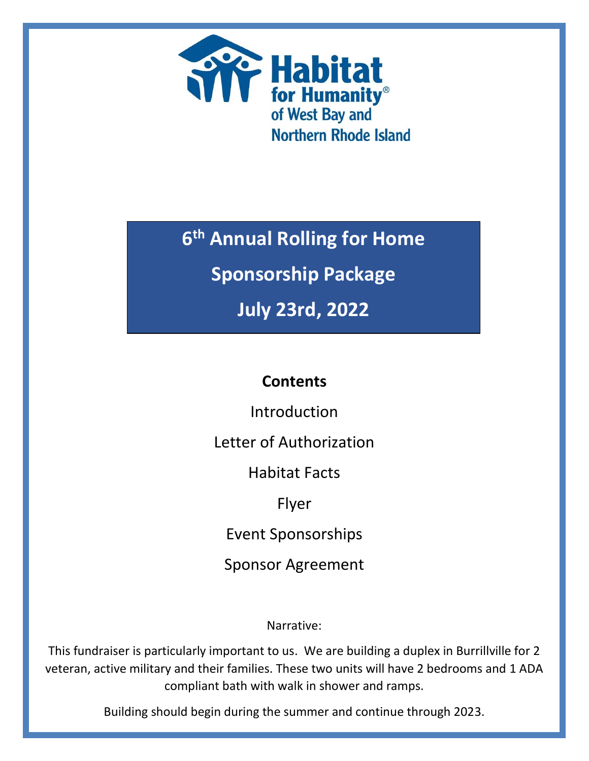Habitat for Humanity® of West Bay and Northern Rhode Island

# 6th Annual Rolling for Home

# Sponsorship Package

# July 23rd, 2022

**Contents**

Introduction

Letter of Authorization

Habitat Facts

Flyer

Event Sponsorships

Sponsor Agreement

Narrative:

This fundraiser is particularly important to us. We are building a duplex in Burrillville for 2 veteran, active military and their families. These two units will have 2 bedrooms and 1 ADA compliant bath with walk in shower and ramps.

Building should begin during the summer and continue through 2023.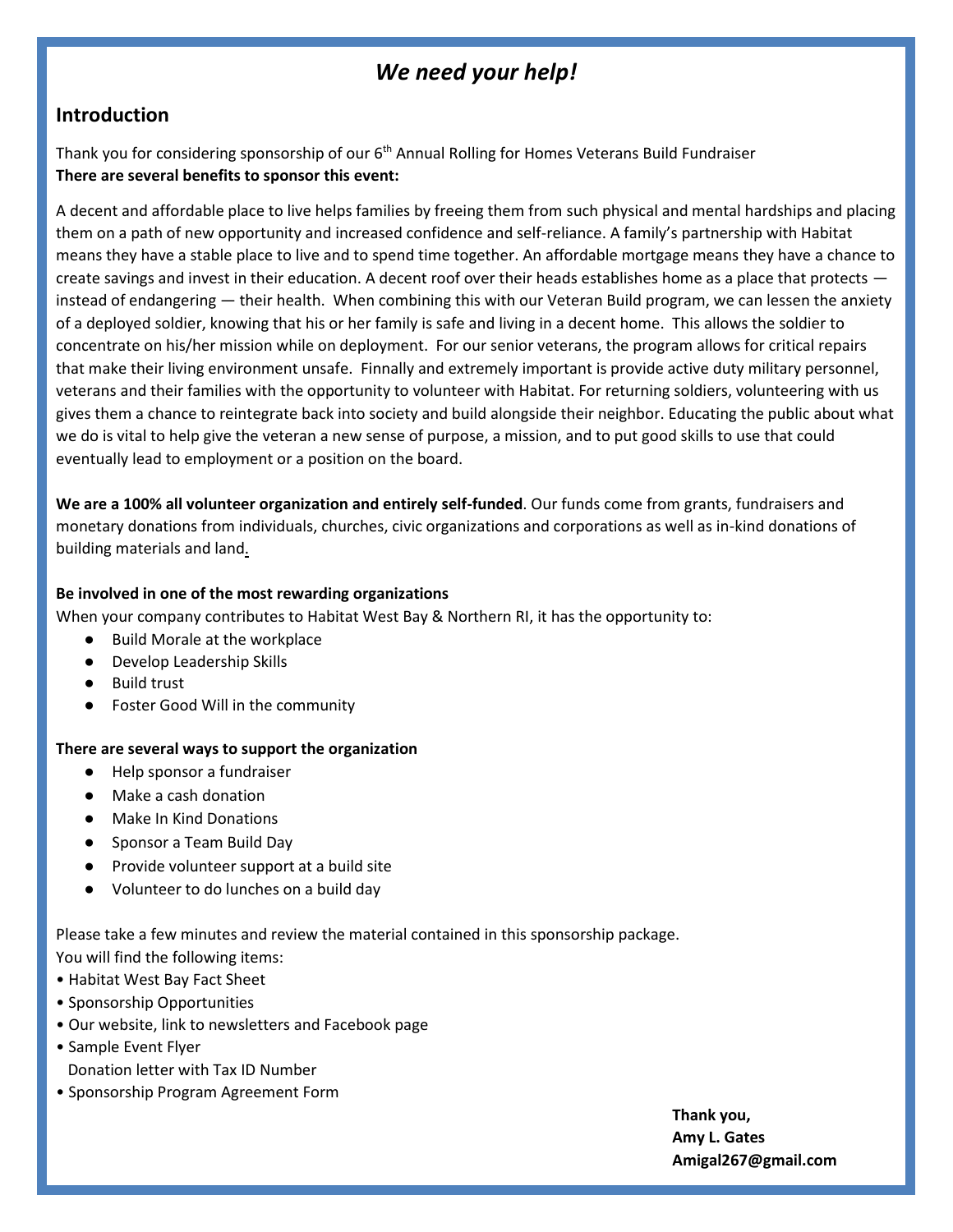# *We need your help!*

## Introduction

Thank you for considering sponsorship of our 6th Annual Rolling for Homes Veterans Build Fundraiser
**There are several benefits to sponsor this event:**

A decent and affordable place to live helps families by freeing them from such physical and mental hardships and placing them on a path of new opportunity and increased confidence and self-reliance. A family's partnership with Habitat means they have a stable place to live and to spend time together. An affordable mortgage means they have a chance to create savings and invest in their education. A decent roof over their heads establishes home as a place that protects — instead of endangering — their health. When combining this with our Veteran Build program, we can lessen the anxiety of a deployed soldier, knowing that his or her family is safe and living in a decent home. This allows the soldier to concentrate on his/her mission while on deployment. For our senior veterans, the program allows for critical repairs that make their living environment unsafe. Finnally and extremely important is provide active duty military personnel, veterans and their families with the opportunity to volunteer with Habitat. For returning soldiers, volunteering with us gives them a chance to reintegrate back into society and build alongside their neighbor. Educating the public about what we do is vital to help give the veteran a new sense of purpose, a mission, and to put good skills to use that could eventually lead to employment or a position on the board.

**We are a 100% all volunteer organization and entirely self-funded**. Our funds come from grants, fundraisers and monetary donations from individuals, churches, civic organizations and corporations as well as in-kind donations of building materials and land.

**Be involved in one of the most rewarding organizations**
When your company contributes to Habitat West Bay & Northern RI, it has the opportunity to:

- Build Morale at the workplace
- Develop Leadership Skills
- Build trust
- Foster Good Will in the community

**There are several ways to support the organization**

- Help sponsor a fundraiser
- Make a cash donation
- Make In Kind Donations
- Sponsor a Team Build Day
- Provide volunteer support at a build site
- Volunteer to do lunches on a build day

Please take a few minutes and review the material contained in this sponsorship package.
You will find the following items:

- Habitat West Bay Fact Sheet
- Sponsorship Opportunities
- Our website, link to newsletters and Facebook page
- Sample Event Flyer
  Donation letter with Tax ID Number
- Sponsorship Program Agreement Form

**Thank you,**
**Amy L. Gates**
**Amigal267@gmail.com**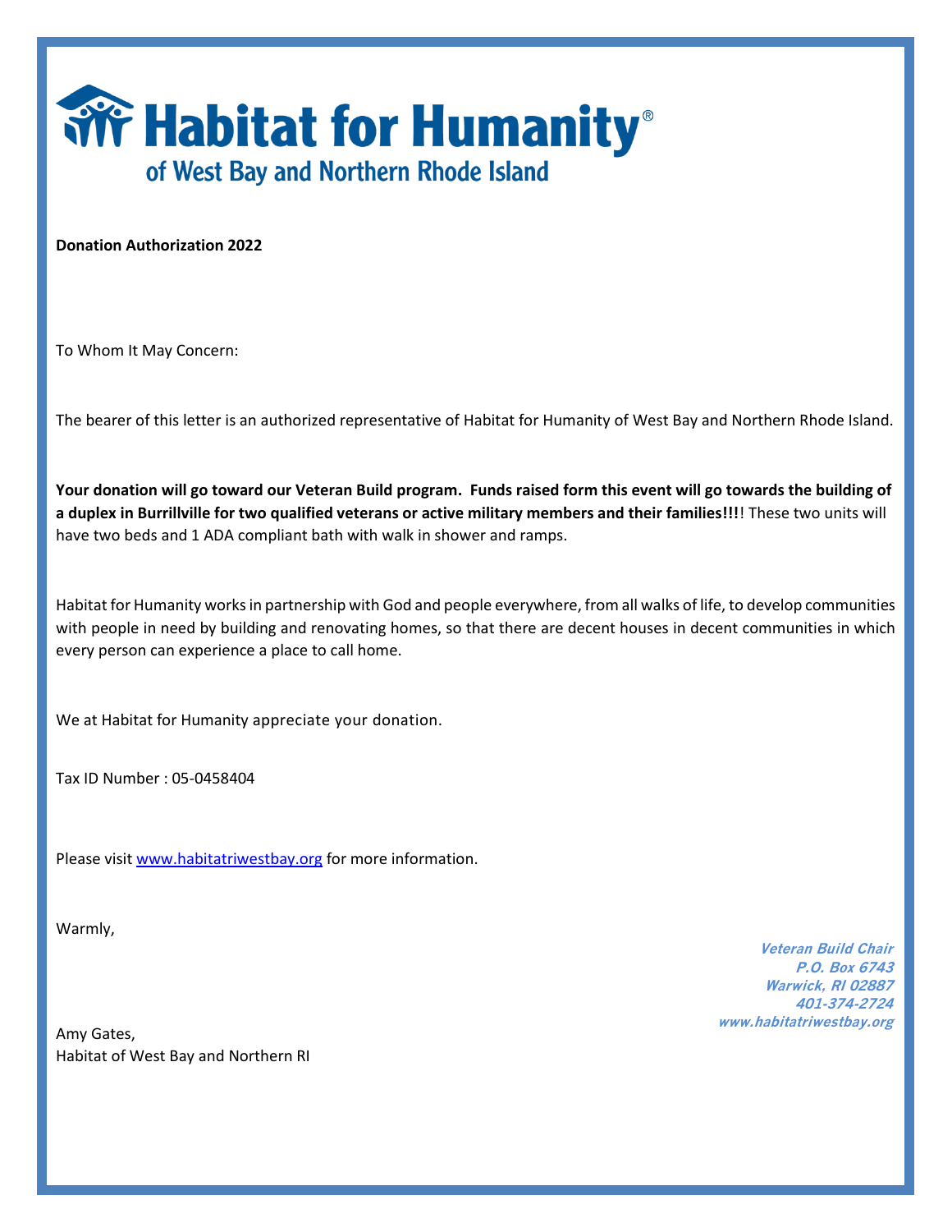# Habitat for Humanity®
## of West Bay and Northern Rhode Island

**Donation Authorization 2022**

To Whom It May Concern:

The bearer of this letter is an authorized representative of Habitat for Humanity of West Bay and Northern Rhode Island.

**Your donation will go toward our Veteran Build program.  Funds raised form this event will go towards the building of a duplex in Burrillville for two qualified veterans or active military members and their families!!!**! These two units will have two beds and 1 ADA compliant bath with walk in shower and ramps.

Habitat for Humanity works in partnership with God and people everywhere, from all walks of life, to develop communities with people in need by building and renovating homes, so that there are decent houses in decent communities in which every person can experience a place to call home.

We at Habitat for Humanity appreciate your donation.

Tax ID Number : 05-0458404

Please visit [www.habitatriwestbay.org](http://www.habitatriwestbay.org) for more information.

Warmly,

Amy Gates,
Habitat of West Bay and Northern RI

***Veteran Build Chair***
***P.O. Box 6743***
***Warwick, RI 02887***
***401-374-2724***
***www.habitatriwestbay.org***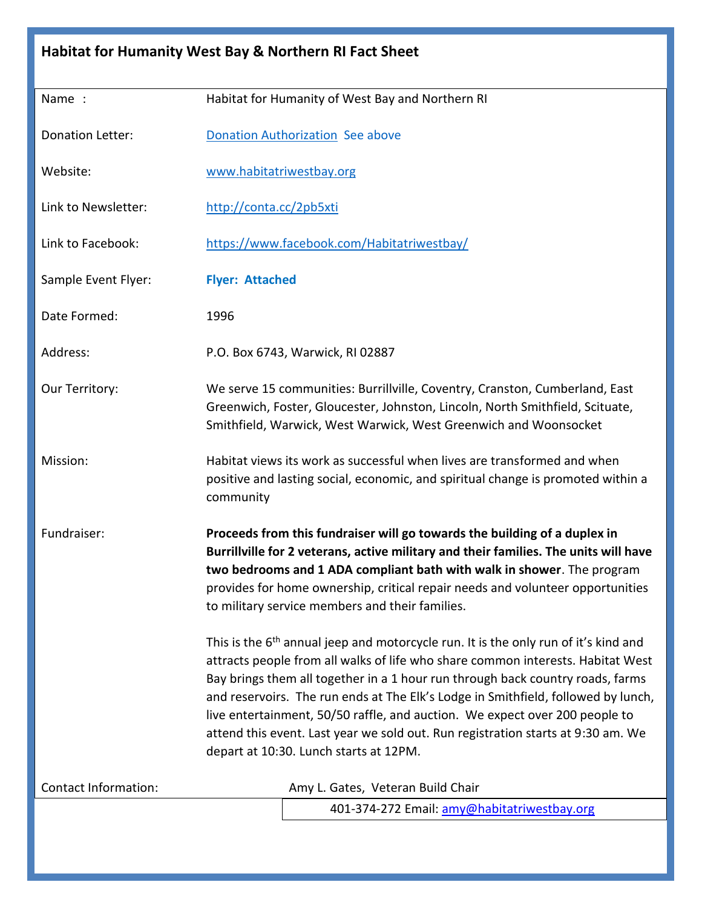# Habitat for Humanity West Bay & Northern RI Fact Sheet

| | |
|---|---|
| Name : | Habitat for Humanity of West Bay and Northern RI |
| Donation Letter: | Donation Authorization See above |
| Website: | www.habitatriwestbay.org |
| Link to Newsletter: | http://conta.cc/2pb5xti |
| Link to Facebook: | https://www.facebook.com/Habitatriwestbay/ |
| Sample Event Flyer: | **Flyer: Attached** |
| Date Formed: | 1996 |
| Address: | P.O. Box 6743, Warwick, RI 02887 |
| Our Territory: | We serve 15 communities: Burrillville, Coventry, Cranston, Cumberland, East Greenwich, Foster, Gloucester, Johnston, Lincoln, North Smithfield, Scituate, Smithfield, Warwick, West Warwick, West Greenwich and Woonsocket |
| Mission: | Habitat views its work as successful when lives are transformed and when positive and lasting social, economic, and spiritual change is promoted within a community |
| Fundraiser: | **Proceeds from this fundraiser will go towards the building of a duplex in Burrillville for 2 veterans, active military and their families. The units will have two bedrooms and 1 ADA compliant bath with walk in shower**. The program provides for home ownership, critical repair needs and volunteer opportunities to military service members and their families.<br><br>This is the 6th annual jeep and motorcycle run. It is the only run of it's kind and attracts people from all walks of life who share common interests. Habitat West Bay brings them all together in a 1 hour run through back country roads, farms and reservoirs. The run ends at The Elk's Lodge in Smithfield, followed by lunch, live entertainment, 50/50 raffle, and auction. We expect over 200 people to attend this event. Last year we sold out. Run registration starts at 9:30 am. We depart at 10:30. Lunch starts at 12PM. |
| Contact Information: | Amy L. Gates, Veteran Build Chair<br>401-374-272 Email: amy@habitatriwestbay.org |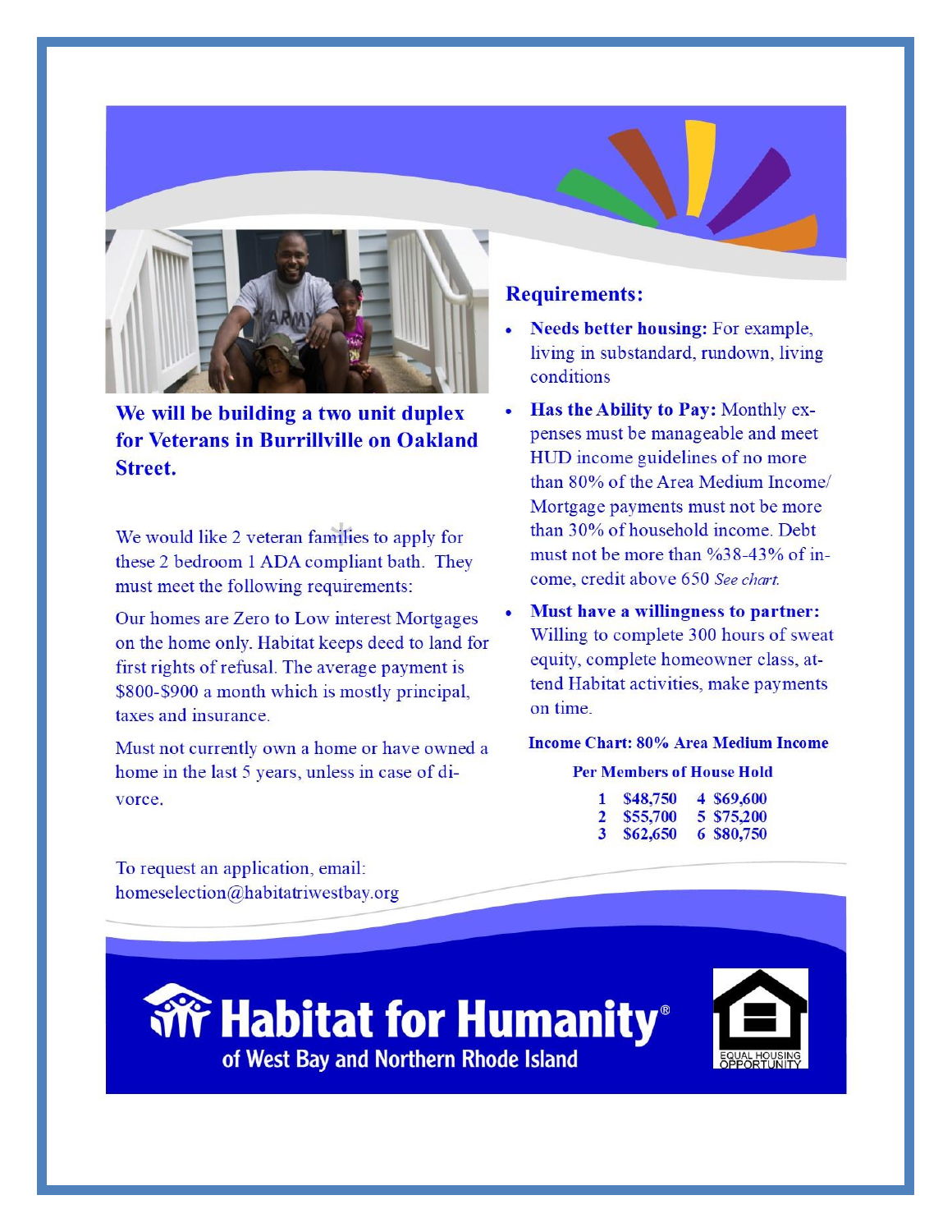**We will be building a two unit duplex for Veterans in Burrillville on Oakland Street.**

We would like 2 veteran families to apply for these 2 bedroom 1 ADA compliant bath. They must meet the following requirements:

Our homes are Zero to Low interest Mortgages on the home only. Habitat keeps deed to land for first rights of refusal. The average payment is $800-$900 a month which is mostly principal, taxes and insurance.

Must not currently own a home or have owned a home in the last 5 years, unless in case of divorce.

To request an application, email: homeselection@habitatriwestbay.org

## Requirements:

- **Needs better housing:** For example, living in substandard, rundown, living conditions
- **Has the Ability to Pay:** Monthly expenses must be manageable and meet HUD income guidelines of no more than 80% of the Area Medium Income/ Mortgage payments must not be more than 30% of household income. Debt must not be more than %38-43% of income, credit above 650 *See chart.*
- **Must have a willingness to partner:** Willing to complete 300 hours of sweat equity, complete homeowner class, attend Habitat activities, make payments on time.

**Income Chart: 80% Area Medium Income**

**Per Members of House Hold**

| Members | Income | Members | Income |
|---|---|---|---|
| 1 | $48,750 | 4 | $69,600 |
| 2 | $55,700 | 5 | $75,200 |
| 3 | $62,650 | 6 | $80,750 |

**Habitat for Humanity®**
**of West Bay and Northern Rhode Island**

EQUAL HOUSING OPPORTUNITY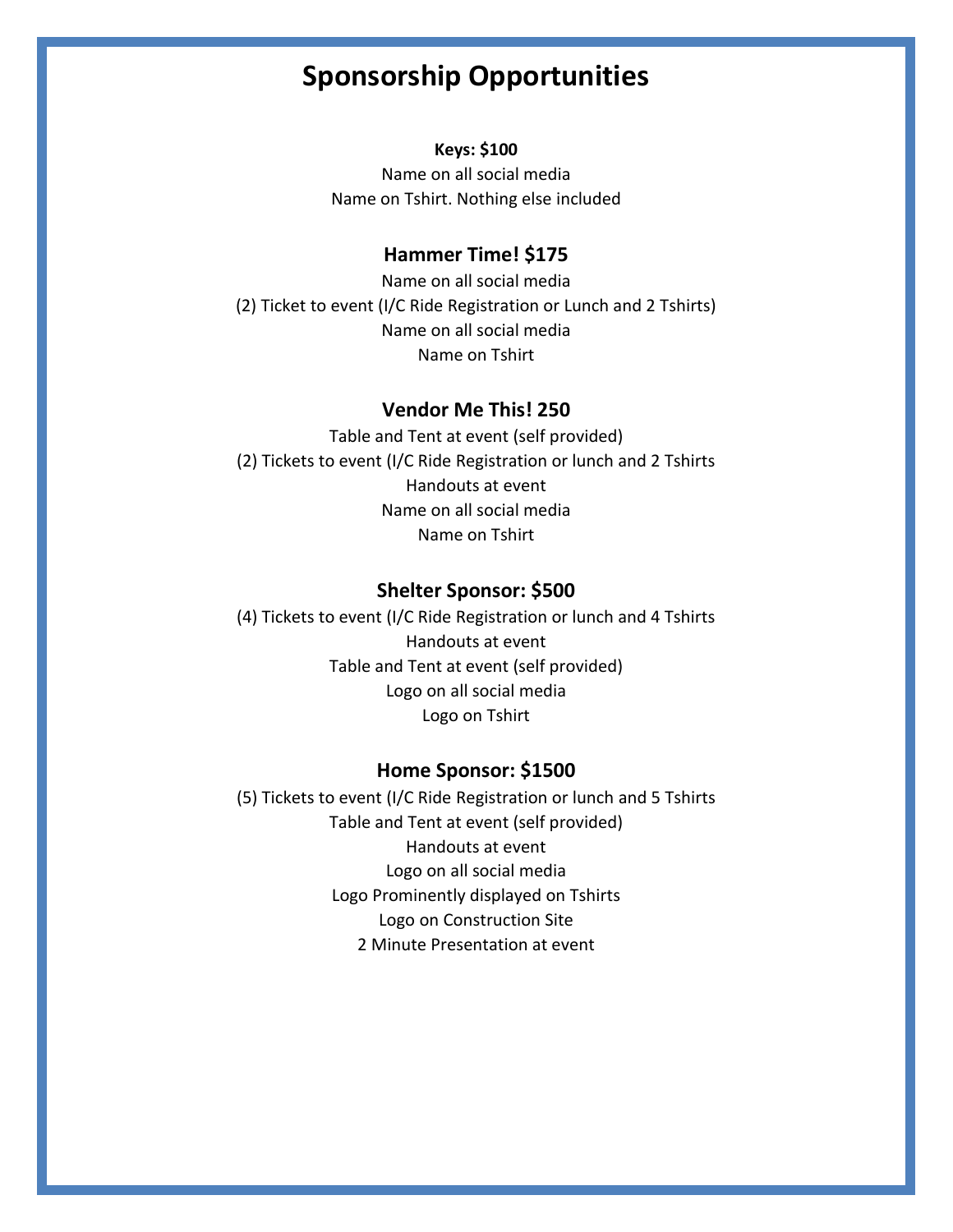# Sponsorship Opportunities

**Keys: $100**

Name on all social media

Name on Tshirt. Nothing else included

### Hammer Time! $175

Name on all social media

(2) Ticket to event (I/C Ride Registration or Lunch and 2 Tshirts)

Name on all social media

Name on Tshirt

### Vendor Me This! 250

Table and Tent at event (self provided)

(2) Tickets to event (I/C Ride Registration or lunch and 2 Tshirts

Handouts at event

Name on all social media

Name on Tshirt

### Shelter Sponsor: $500

(4) Tickets to event (I/C Ride Registration or lunch and 4 Tshirts

Handouts at event

Table and Tent at event (self provided)

Logo on all social media

Logo on Tshirt

### Home Sponsor: $1500

(5) Tickets to event (I/C Ride Registration or lunch and 5 Tshirts

Table and Tent at event (self provided)

Handouts at event

Logo on all social media

Logo Prominently displayed on Tshirts

Logo on Construction Site

2 Minute Presentation at event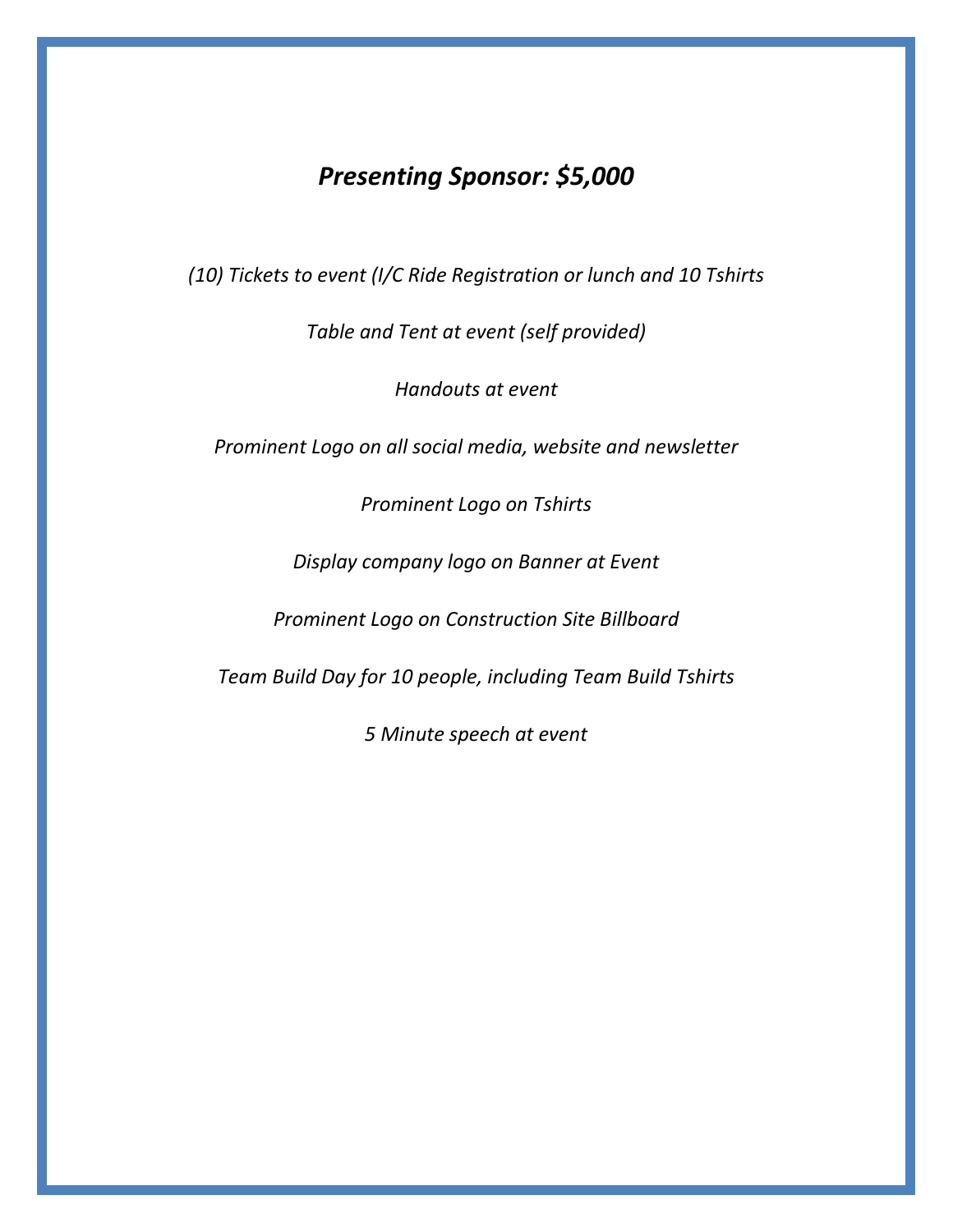# *Presenting Sponsor: $5,000*

*(10) Tickets to event (I/C Ride Registration or lunch and 10 Tshirts*

*Table and Tent at event (self provided)*

*Handouts at event*

*Prominent Logo on all social media, website and newsletter*

*Prominent Logo on Tshirts*

*Display company logo on Banner at Event*

*Prominent Logo on Construction Site Billboard*

*Team Build Day for 10 people, including Team Build Tshirts*

*5 Minute speech at event*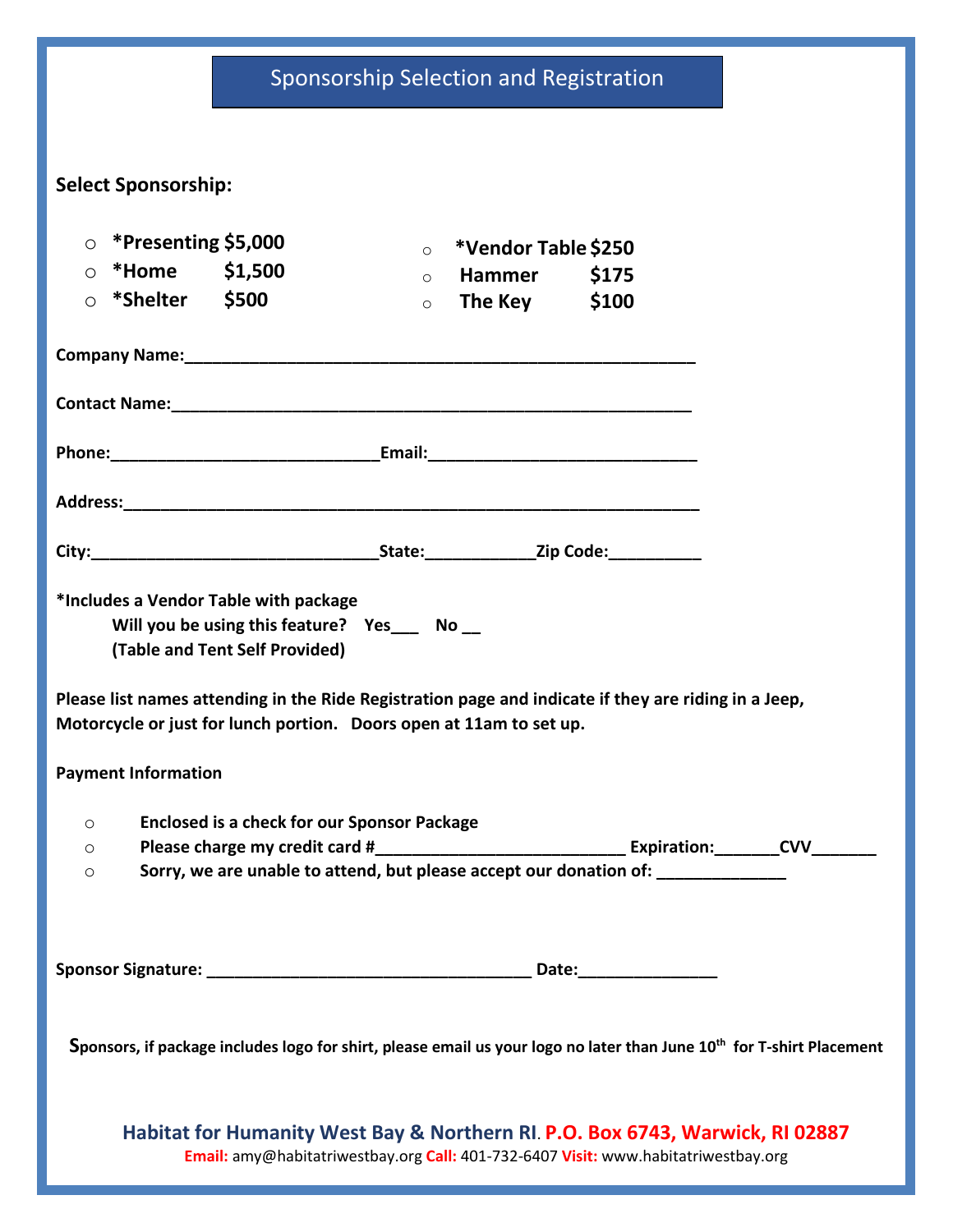# Sponsorship Selection and Registration

**Select Sponsorship:**

- ○ **\*Presenting $5,000**
- ○ **\*Home $1,500**
- ○ **\*Shelter $500**
- ○ **\*Vendor Table $250**
- ○ **Hammer $175**
- ○ **The Key $100**

**Company Name:**_______________________________________________________

**Contact Name:**________________________________________________________

**Phone:**_____________________________**Email:**_____________________________

**Address:**______________________________________________________________

**City:**_______________________________**State:**___________**Zip Code:**__________

**\*Includes a Vendor Table with package**
**Will you be using this feature? Yes___ No __**
**(Table and Tent Self Provided)**

**Please list names attending in the Ride Registration page and indicate if they are riding in a Jeep, Motorcycle or just for lunch portion. Doors open at 11am to set up.**

**Payment Information**

- ○ **Enclosed is a check for our Sponsor Package**
- ○ **Please charge my credit card #**___________________________ **Expiration:**_______**CVV**_______
- ○ **Sorry, we are unable to attend, but please accept our donation of:** ______________

**Sponsor Signature:** ___________________________________ **Date:**______________

**Sponsors, if package includes logo for shirt, please email us your logo no later than June 10th for T-shirt Placement**

**Habitat for Humanity West Bay & Northern RI. P.O. Box 6743, Warwick, RI 02887**
**Email:** amy@habitatriwestbay.org **Call:** 401-732-6407 **Visit:** www.habitatriwestbay.org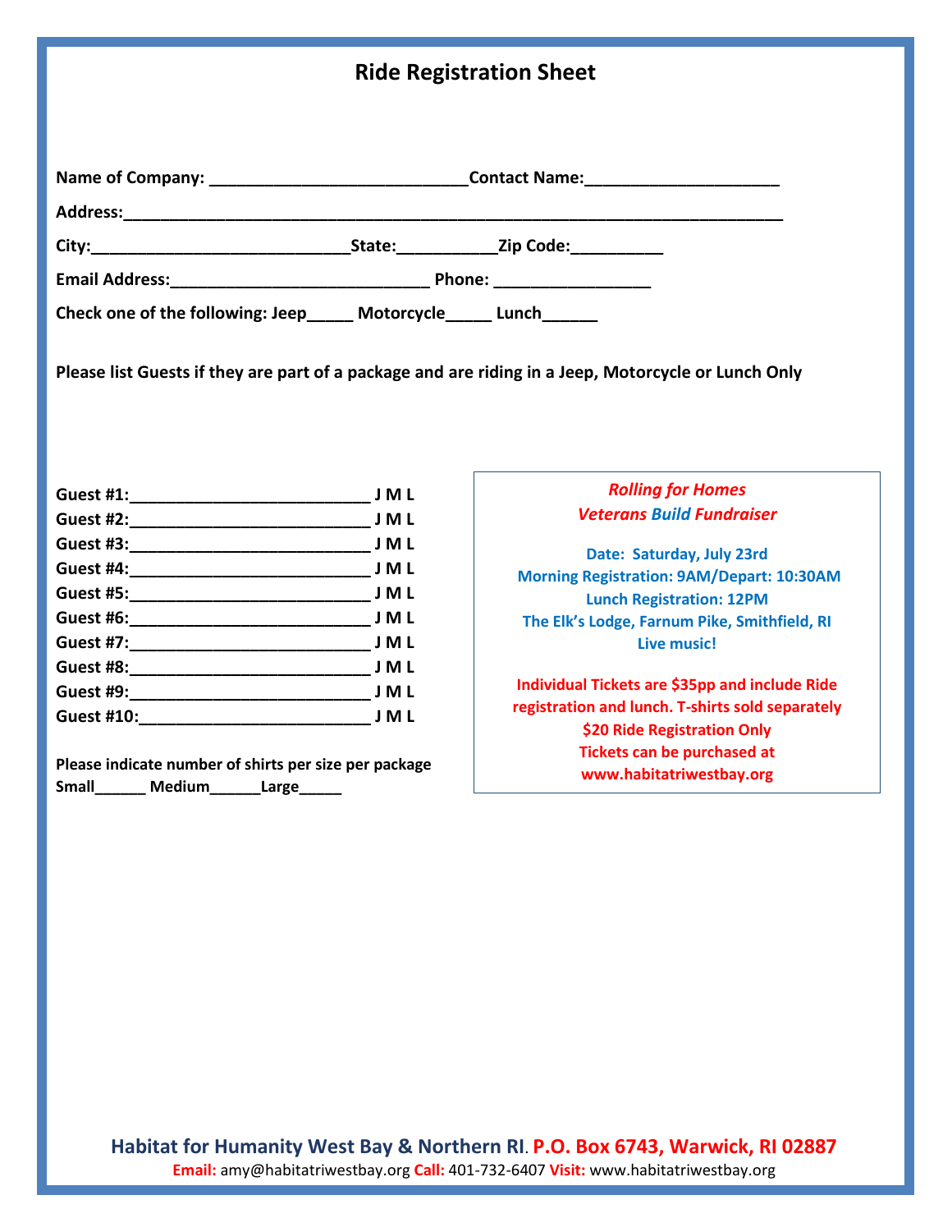# Ride Registration Sheet

**Name of Company:** ____________________________ **Contact Name:** _____________________

**Address:** ___________________________________________________________________________

**City:** ____________________________ **State:** ___________ **Zip Code:** __________

**Email Address:** ____________________________ **Phone:** _________________

**Check one of the following: Jeep_____ Motorcycle_____ Lunch______**

**Please list Guests if they are part of a package and are riding in a Jeep, Motorcycle or Lunch Only**

**Guest #1:**___________________________ **J M L**
**Guest #2:**___________________________ **J M L**
**Guest #3:**___________________________ **J M L**
**Guest #4:**___________________________ **J M L**
**Guest #5:**___________________________ **J M L**
**Guest #6:**___________________________ **J M L**
**Guest #7:**___________________________ **J M L**
**Guest #8:**___________________________ **J M L**
**Guest #9:**___________________________ **J M L**
**Guest #10:**__________________________ **J M L**

**Please indicate number of shirts per size per package**
**Small______ Medium______ Large_____**

***Rolling for Homes***
***Veterans Build Fundraiser***

**Date: Saturday, July 23rd**
**Morning Registration: 9AM/Depart: 10:30AM**
**Lunch Registration: 12PM**
**The Elk's Lodge, Farnum Pike, Smithfield, RI**
**Live music!**

**Individual Tickets are $35pp and include Ride registration and lunch. T-shirts sold separately**
**$20 Ride Registration Only**
**Tickets can be purchased at www.habitatriwestbay.org**

**Habitat for Humanity West Bay & Northern RI. P.O. Box 6743, Warwick, RI 02887**
**Email:** amy@habitatriwestbay.org **Call:** 401-732-6407 **Visit:** www.habitatriwestbay.org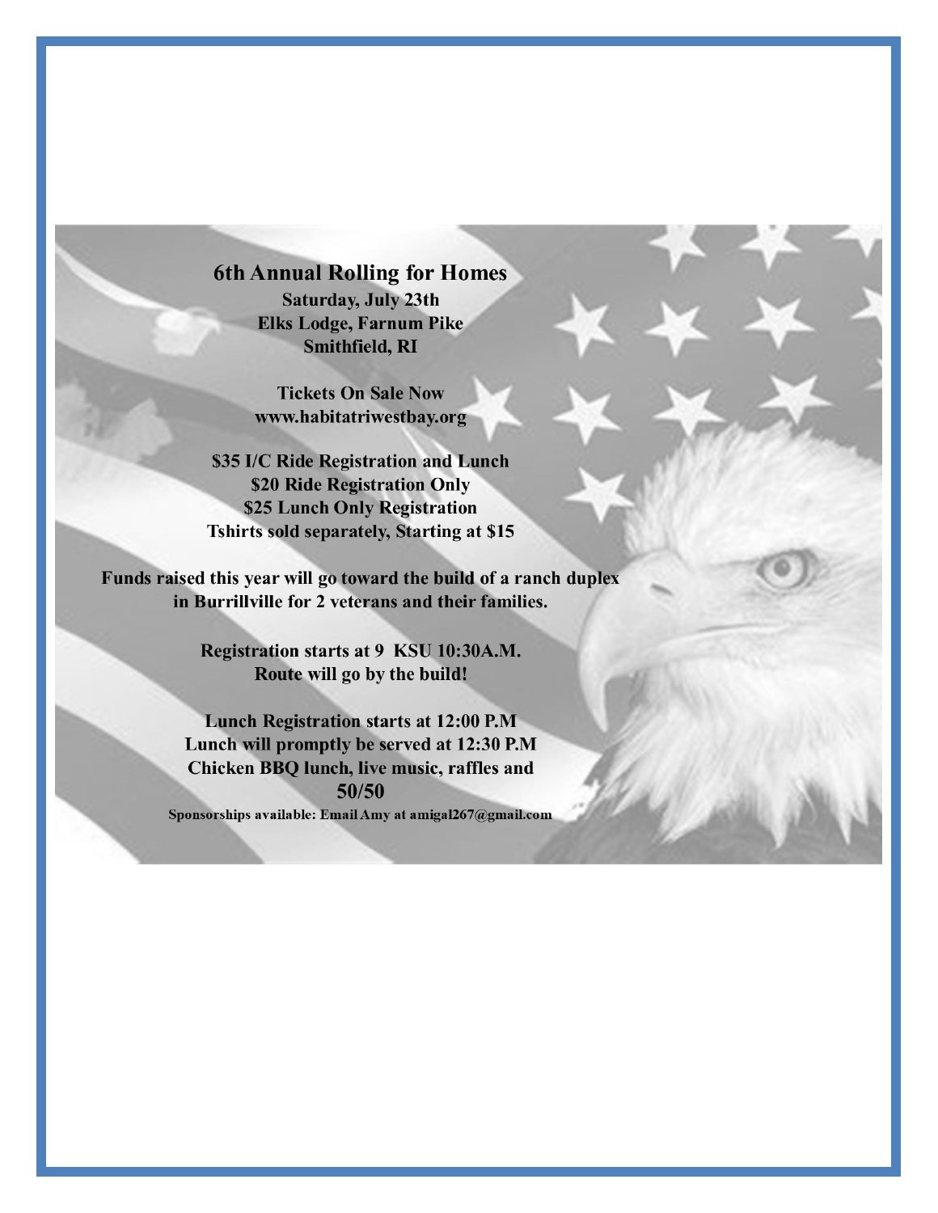# 6th Annual Rolling for Homes

**Saturday, July 23th**
**Elks Lodge, Farnum Pike**
**Smithfield, RI**

**Tickets On Sale Now**
**www.habitatriwestbay.org**

**$35 I/C Ride Registration and Lunch**
**$20 Ride Registration Only**
**$25 Lunch Only Registration**
**Tshirts sold separately, Starting at $15**

**Funds raised this year will go toward the build of a ranch duplex in Burrillville for 2 veterans and their families.**

**Registration starts at 9 KSU 10:30A.M.**
**Route will go by the build!**

**Lunch Registration starts at 12:00 P.M**
**Lunch will promptly be served at 12:30 P.M**
**Chicken BBQ lunch, live music, raffles and 50/50**

**Sponsorships available: Email Amy at amigal267@gmail.com**